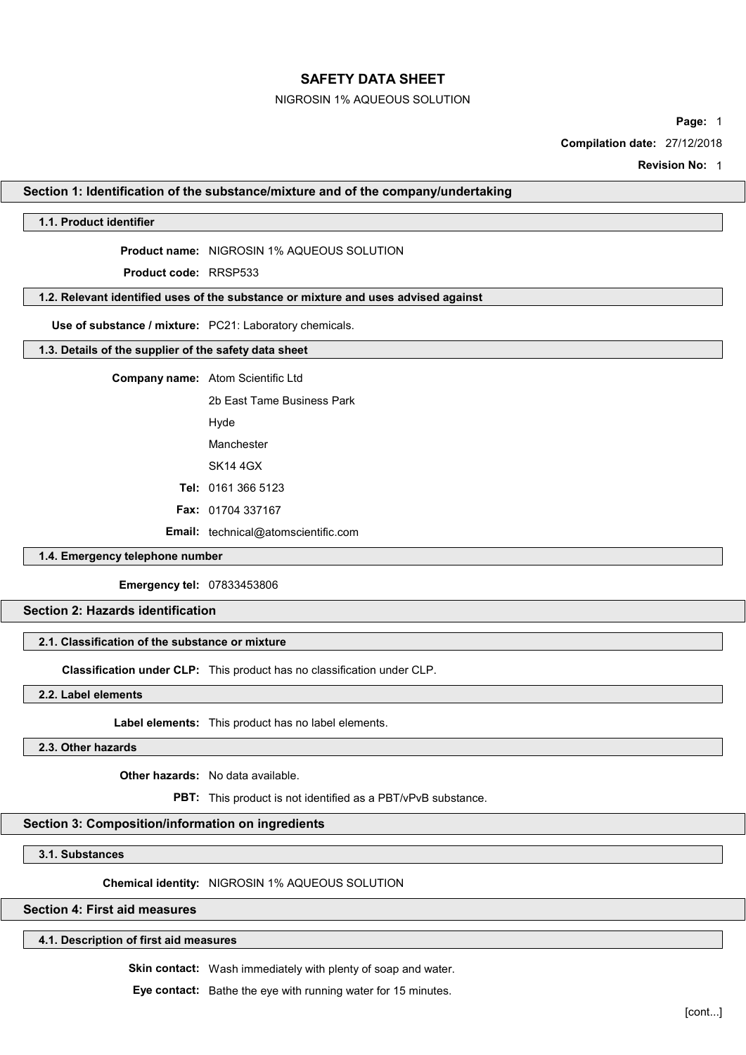# SAFETY DATA SHEET

NIGROSIN 1% AQUEOUS SOLUTION

**Page:** 1

**Compilation date:** 27/12/2018

**Revision No:** 1

## Section 1: Identification of the substance/mixture and of the company/undertaking

### 1.1. Product identifier

**Product name:** NIGROSIN 1% AQUEOUS SOLUTION

**Product code:** RRSP533

### 1.2. Relevant identified uses of the substance or mixture and uses advised against

**Use of substance / mixture:** PC21: Laboratory chemicals.

### 1.3. Details of the supplier of the safety data sheet

**Company name:** Atom Scientific Ltd

2b East Tame Business Park

Hyde

Manchester

SK14 4GX

**Tel:** 0161 366 5123

**Fax:** 01704 337167

**Email:** technical@atomscientific.com

### 1.4. Emergency telephone number

**Emergency tel:** 07833453806

## Section 2: Hazards identification

### 2.1. Classification of the substance or mixture

**Classification under CLP:** This product has no classification under CLP.

### 2.2. Label elements

**Label elements:** This product has no label elements.

### 2.3. Other hazards

**Other hazards:** No data available.

**PBT:** This product is not identified as a PBT/vPvB substance.

## Section 3: Composition/information on ingredients

### 3.1. Substances

**Chemical identity:** NIGROSIN 1% AQUEOUS SOLUTION

## Section 4: First aid measures

### 4.1. Description of first aid measures

**Skin contact:** Wash immediately with plenty of soap and water.

**Eye contact:** Bathe the eye with running water for 15 minutes.

[cont...]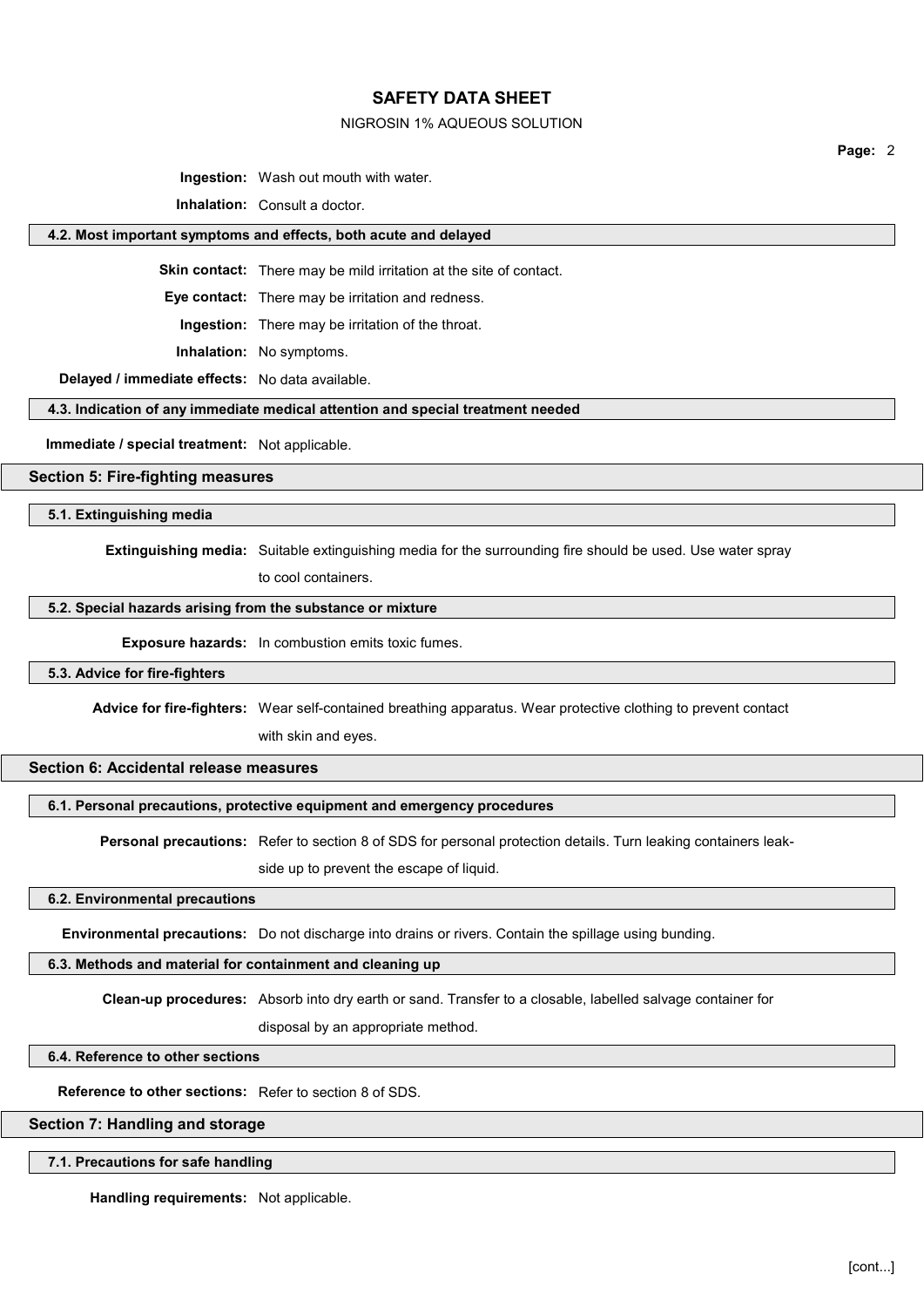**Ingestion:** Wash out mouth with water.

**Inhalation:** Consult a doctor.

### 4.2. Most important symptoms and effects, both acute and delayed

**Skin contact:** There may be mild irritation at the site of contact.

**Eye contact:** There may be irritation and redness.

**Ingestion:** There may be irritation of the throat.

**Inhalation:** No symptoms.

**Delayed / immediate effects:** No data available.

### 4.3. Indication of any immediate medical attention and special treatment needed

**Immediate / special treatment:** Not applicable.

## Section 5: Fire-fighting measures

### 5.1. Extinguishing media

**Extinguishing media:** Suitable extinguishing media for the surrounding fire should be used. Use water spray to cool containers.

### 5.2. Special hazards arising from the substance or mixture

**Exposure hazards:** In combustion emits toxic fumes.

### 5.3. Advice for fire-fighters

**Advice for fire-fighters:** Wear self-contained breathing apparatus. Wear protective clothing to prevent contact with skin and eyes.

## Section 6: Accidental release measures

### 6.1. Personal precautions, protective equipment and emergency procedures

**Personal precautions:** Refer to section 8 of SDS for personal protection details. Turn leaking containers leak-side up to prevent the escape of liquid.

### 6.2. Environmental precautions

**Environmental precautions:** Do not discharge into drains or rivers. Contain the spillage using bunding.

### 6.3. Methods and material for containment and cleaning up

**Clean-up procedures:** Absorb into dry earth or sand. Transfer to a closable, labelled salvage container for disposal by an appropriate method.

### 6.4. Reference to other sections

**Reference to other sections:** Refer to section 8 of SDS.

## Section 7: Handling and storage

### 7.1. Precautions for safe handling

**Handling requirements:** Not applicable.

[cont...]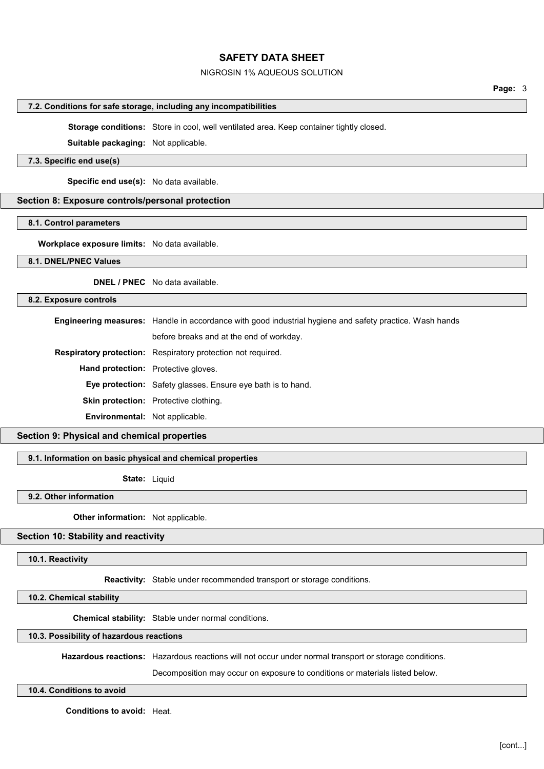### 7.2. Conditions for safe storage, including any incompatibilities

**Storage conditions:** Store in cool, well ventilated area. Keep container tightly closed.

**Suitable packaging:** Not applicable.

### 7.3. Specific end use(s)

**Specific end use(s):** No data available.

## Section 8: Exposure controls/personal protection

### 8.1. Control parameters

**Workplace exposure limits:** No data available.

### 8.1. DNEL/PNEC Values

**DNEL / PNEC** No data available.

### 8.2. Exposure controls

**Engineering measures:** Handle in accordance with good industrial hygiene and safety practice. Wash hands before breaks and at the end of workday.

**Respiratory protection:** Respiratory protection not required.

**Hand protection:** Protective gloves.

**Eye protection:** Safety glasses. Ensure eye bath is to hand.

**Skin protection:** Protective clothing.

**Environmental:** Not applicable.

## Section 9: Physical and chemical properties

### 9.1. Information on basic physical and chemical properties

**State:** Liquid

### 9.2. Other information

**Other information:** Not applicable.

## Section 10: Stability and reactivity

### 10.1. Reactivity

**Reactivity:** Stable under recommended transport or storage conditions.

### 10.2. Chemical stability

**Chemical stability:** Stable under normal conditions.

### 10.3. Possibility of hazardous reactions

**Hazardous reactions:** Hazardous reactions will not occur under normal transport or storage conditions.

Decomposition may occur on exposure to conditions or materials listed below.

### 10.4. Conditions to avoid

**Conditions to avoid:** Heat.

[cont...]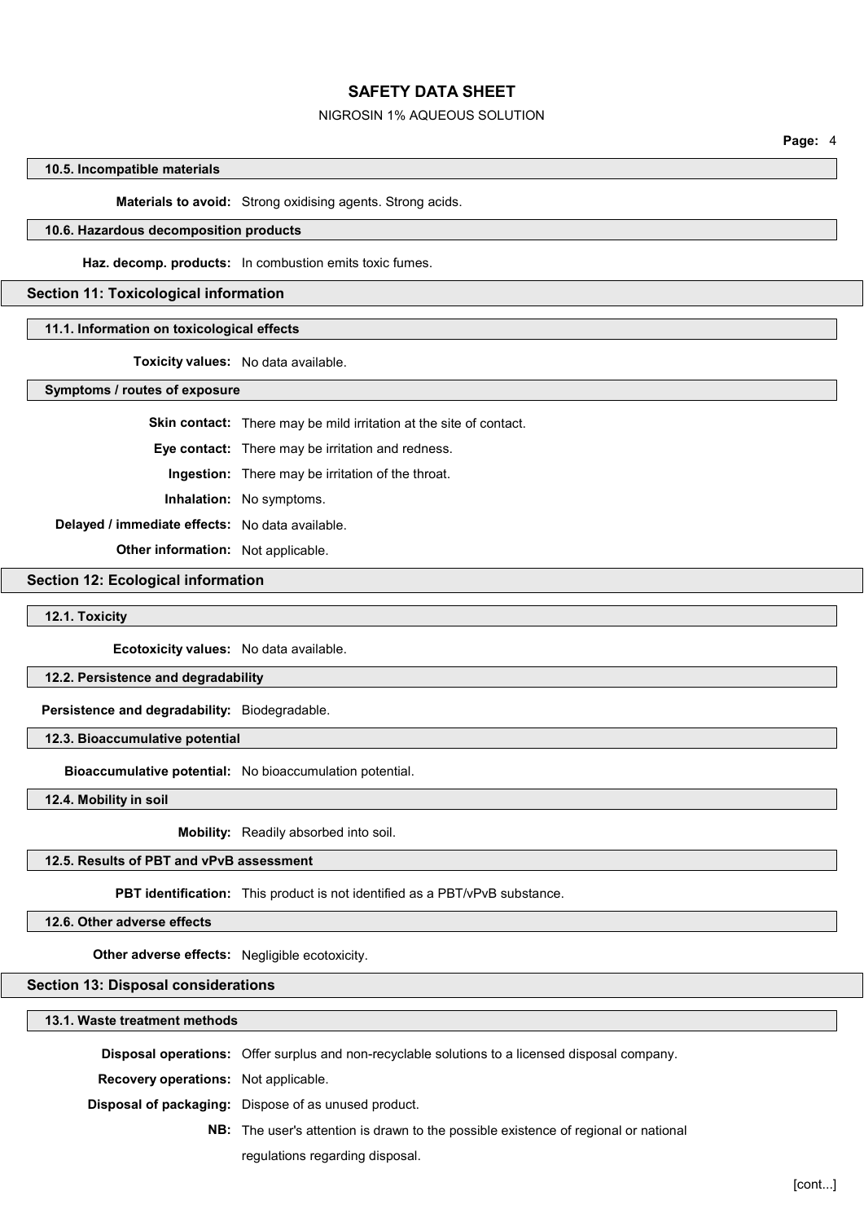### 10.5. Incompatible materials

**Materials to avoid:** Strong oxidising agents. Strong acids.

### 10.6. Hazardous decomposition products

**Haz. decomp. products:** In combustion emits toxic fumes.

## Section 11: Toxicological information

### 11.1. Information on toxicological effects

**Toxicity values:** No data available.

### Symptoms / routes of exposure

**Skin contact:** There may be mild irritation at the site of contact.

**Eye contact:** There may be irritation and redness.

**Ingestion:** There may be irritation of the throat.

**Inhalation:** No symptoms.

**Delayed / immediate effects:** No data available.

**Other information:** Not applicable.

## Section 12: Ecological information

### 12.1. Toxicity

**Ecotoxicity values:** No data available.

### 12.2. Persistence and degradability

**Persistence and degradability:** Biodegradable.

### 12.3. Bioaccumulative potential

**Bioaccumulative potential:** No bioaccumulation potential.

### 12.4. Mobility in soil

**Mobility:** Readily absorbed into soil.

### 12.5. Results of PBT and vPvB assessment

**PBT identification:** This product is not identified as a PBT/vPvB substance.

### 12.6. Other adverse effects

**Other adverse effects:** Negligible ecotoxicity.

## Section 13: Disposal considerations

### 13.1. Waste treatment methods

**Disposal operations:** Offer surplus and non-recyclable solutions to a licensed disposal company.

**Recovery operations:** Not applicable.

**Disposal of packaging:** Dispose of as unused product.

**NB:** The user's attention is drawn to the possible existence of regional or national regulations regarding disposal.

[cont...]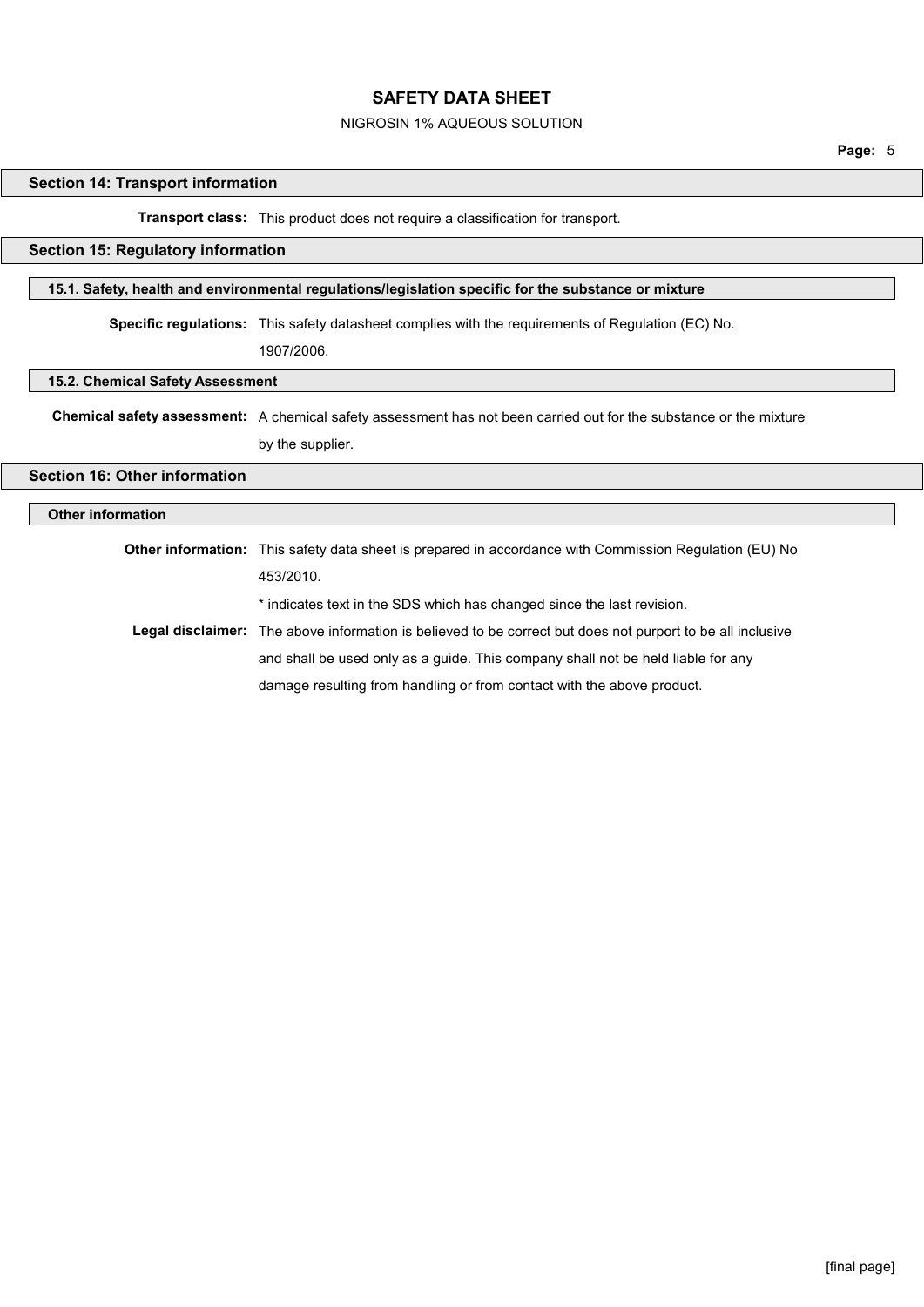## Section 14: Transport information

**Transport class:** This product does not require a classification for transport.

## Section 15: Regulatory information

### 15.1. Safety, health and environmental regulations/legislation specific for the substance or mixture

**Specific regulations:** This safety datasheet complies with the requirements of Regulation (EC) No. 1907/2006.

### 15.2. Chemical Safety Assessment

**Chemical safety assessment:** A chemical safety assessment has not been carried out for the substance or the mixture by the supplier.

## Section 16: Other information

### Other information

**Other information:** This safety data sheet is prepared in accordance with Commission Regulation (EU) No 453/2010.

* indicates text in the SDS which has changed since the last revision.

**Legal disclaimer:** The above information is believed to be correct but does not purport to be all inclusive and shall be used only as a guide. This company shall not be held liable for any damage resulting from handling or from contact with the above product.

[final page]